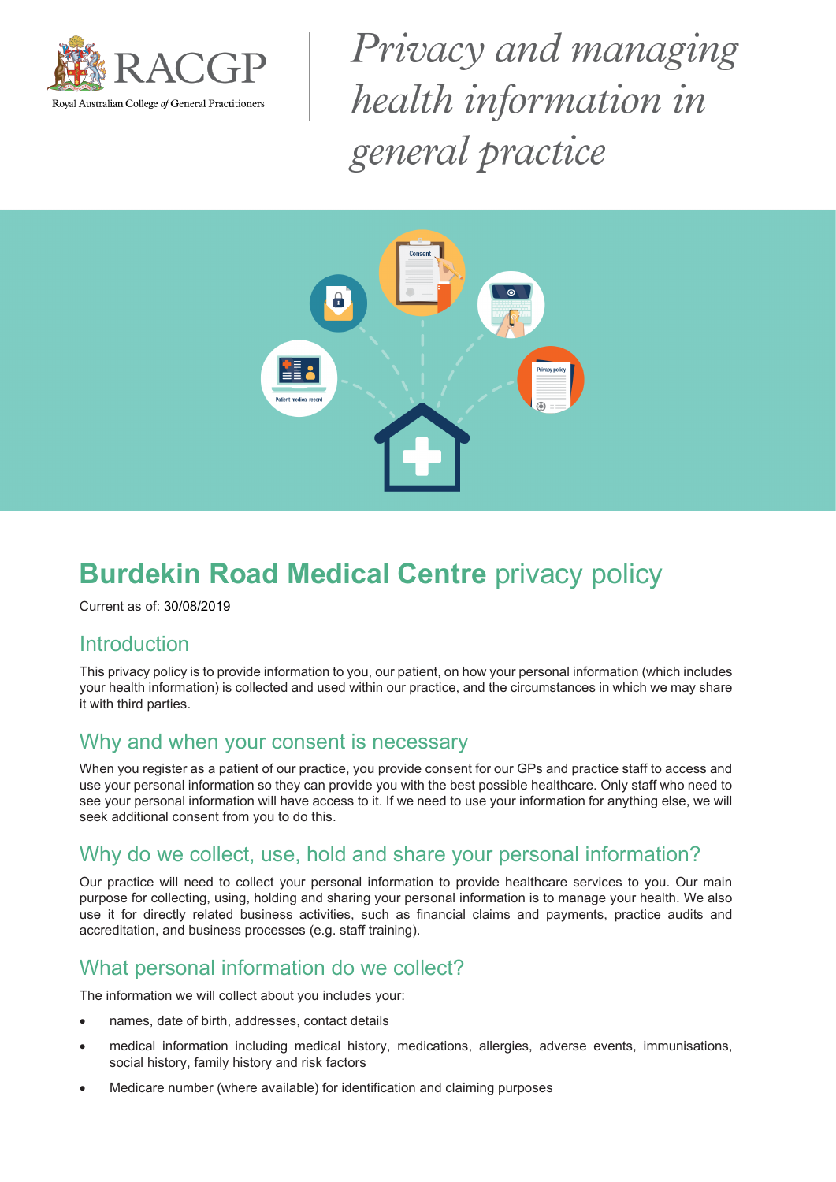RACGP

Royal Australian College *of* General Practitioners

*Privacy and managing health information in general practice*

# **Burdekin Road Medical Centre** privacy policy

Current as of: 30/08/2019

## Introduction

This privacy policy is to provide information to you, our patient, on how your personal information (which includes your health information) is collected and used within our practice, and the circumstances in which we may share it with third parties.

## Why and when your consent is necessary

When you register as a patient of our practice, you provide consent for our GPs and practice staff to access and use your personal information so they can provide you with the best possible healthcare. Only staff who need to see your personal information will have access to it. If we need to use your information for anything else, we will seek additional consent from you to do this.

## Why do we collect, use, hold and share your personal information?

Our practice will need to collect your personal information to provide healthcare services to you. Our main purpose for collecting, using, holding and sharing your personal information is to manage your health. We also use it for directly related business activities, such as financial claims and payments, practice audits and accreditation, and business processes (e.g. staff training).

## What personal information do we collect?

The information we will collect about you includes your:

- names, date of birth, addresses, contact details
- medical information including medical history, medications, allergies, adverse events, immunisations, social history, family history and risk factors
- Medicare number (where available) for identification and claiming purposes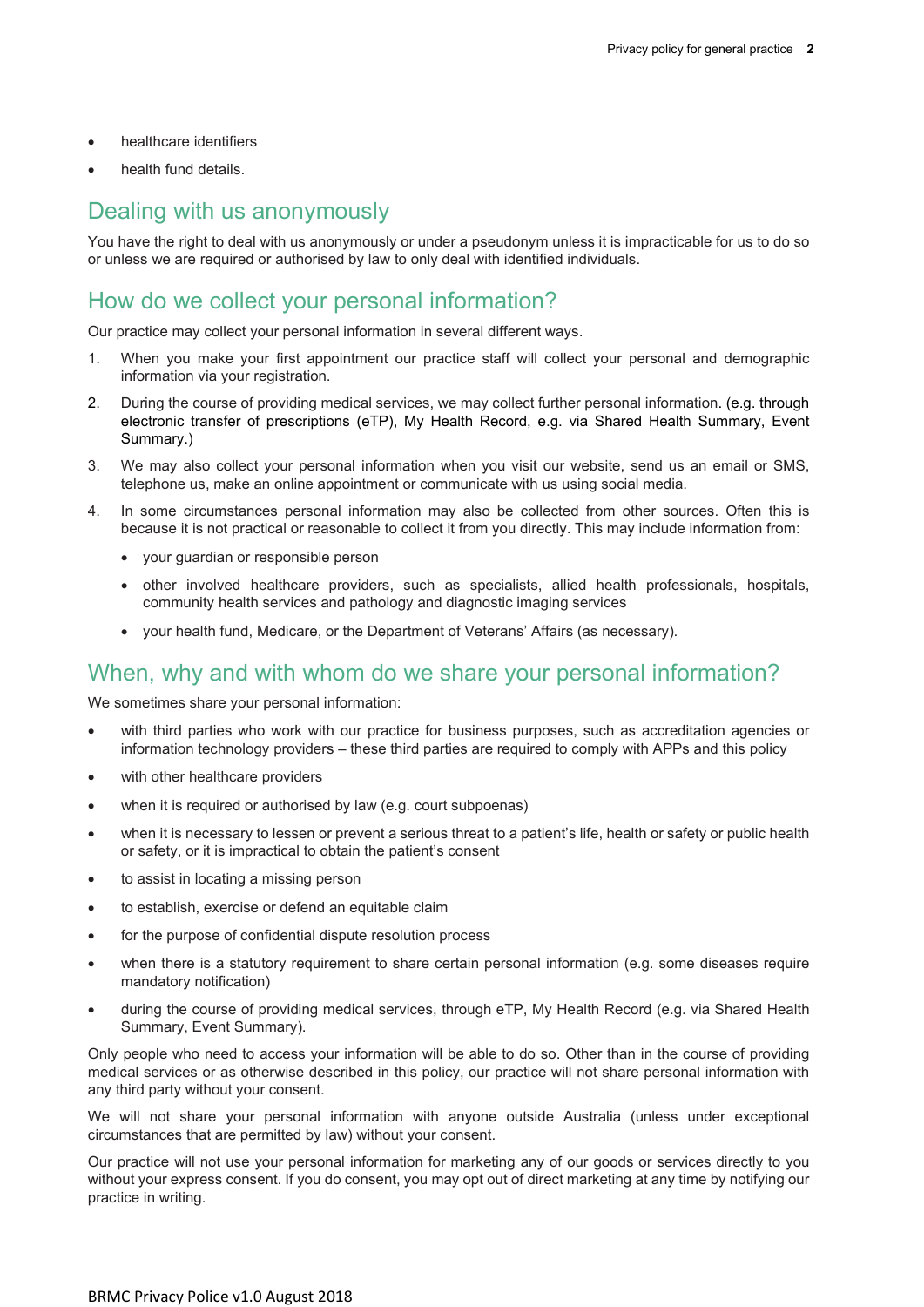- healthcare identifiers
- health fund details.

## Dealing with us anonymously

You have the right to deal with us anonymously or under a pseudonym unless it is impracticable for us to do so or unless we are required or authorised by law to only deal with identified individuals.

## How do we collect your personal information?

Our practice may collect your personal information in several different ways.

1. When you make your first appointment our practice staff will collect your personal and demographic information via your registration.
2. During the course of providing medical services, we may collect further personal information. (e.g. through electronic transfer of prescriptions (eTP), My Health Record, e.g. via Shared Health Summary, Event Summary.)
3. We may also collect your personal information when you visit our website, send us an email or SMS, telephone us, make an online appointment or communicate with us using social media.
4. In some circumstances personal information may also be collected from other sources. Often this is because it is not practical or reasonable to collect it from you directly. This may include information from:
   - your guardian or responsible person
   - other involved healthcare providers, such as specialists, allied health professionals, hospitals, community health services and pathology and diagnostic imaging services
   - your health fund, Medicare, or the Department of Veterans' Affairs (as necessary).

## When, why and with whom do we share your personal information?

We sometimes share your personal information:

- with third parties who work with our practice for business purposes, such as accreditation agencies or information technology providers – these third parties are required to comply with APPs and this policy
- with other healthcare providers
- when it is required or authorised by law (e.g. court subpoenas)
- when it is necessary to lessen or prevent a serious threat to a patient's life, health or safety or public health or safety, or it is impractical to obtain the patient's consent
- to assist in locating a missing person
- to establish, exercise or defend an equitable claim
- for the purpose of confidential dispute resolution process
- when there is a statutory requirement to share certain personal information (e.g. some diseases require mandatory notification)
- during the course of providing medical services, through eTP, My Health Record (e.g. via Shared Health Summary, Event Summary).

Only people who need to access your information will be able to do so. Other than in the course of providing medical services or as otherwise described in this policy, our practice will not share personal information with any third party without your consent.

We will not share your personal information with anyone outside Australia (unless under exceptional circumstances that are permitted by law) without your consent.

Our practice will not use your personal information for marketing any of our goods or services directly to you without your express consent. If you do consent, you may opt out of direct marketing at any time by notifying our practice in writing.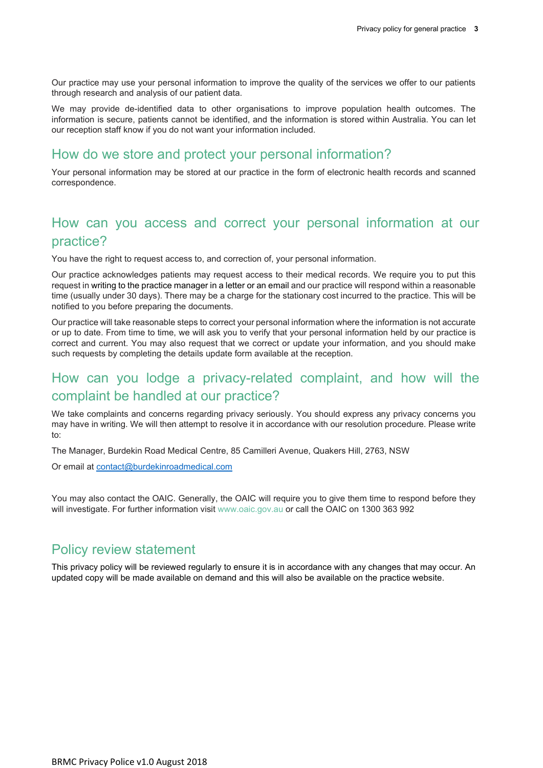Our practice may use your personal information to improve the quality of the services we offer to our patients through research and analysis of our patient data.

We may provide de-identified data to other organisations to improve population health outcomes. The information is secure, patients cannot be identified, and the information is stored within Australia. You can let our reception staff know if you do not want your information included.

## How do we store and protect your personal information?

Your personal information may be stored at our practice in the form of electronic health records and scanned correspondence.

## How can you access and correct your personal information at our practice?

You have the right to request access to, and correction of, your personal information.

Our practice acknowledges patients may request access to their medical records. We require you to put this request in writing to the practice manager in a letter or an email and our practice will respond within a reasonable time (usually under 30 days). There may be a charge for the stationary cost incurred to the practice. This will be notified to you before preparing the documents.

Our practice will take reasonable steps to correct your personal information where the information is not accurate or up to date. From time to time, we will ask you to verify that your personal information held by our practice is correct and current. You may also request that we correct or update your information, and you should make such requests by completing the details update form available at the reception.

## How can you lodge a privacy-related complaint, and how will the complaint be handled at our practice?

We take complaints and concerns regarding privacy seriously. You should express any privacy concerns you may have in writing. We will then attempt to resolve it in accordance with our resolution procedure. Please write to:

The Manager, Burdekin Road Medical Centre, 85 Camilleri Avenue, Quakers Hill, 2763, NSW

Or email at contact@burdekinroadmedical.com

You may also contact the OAIC. Generally, the OAIC will require you to give them time to respond before they will investigate. For further information visit www.oaic.gov.au or call the OAIC on 1300 363 992

## Policy review statement

This privacy policy will be reviewed regularly to ensure it is in accordance with any changes that may occur. An updated copy will be made available on demand and this will also be available on the practice website.

BRMC Privacy Police v1.0 August 2018